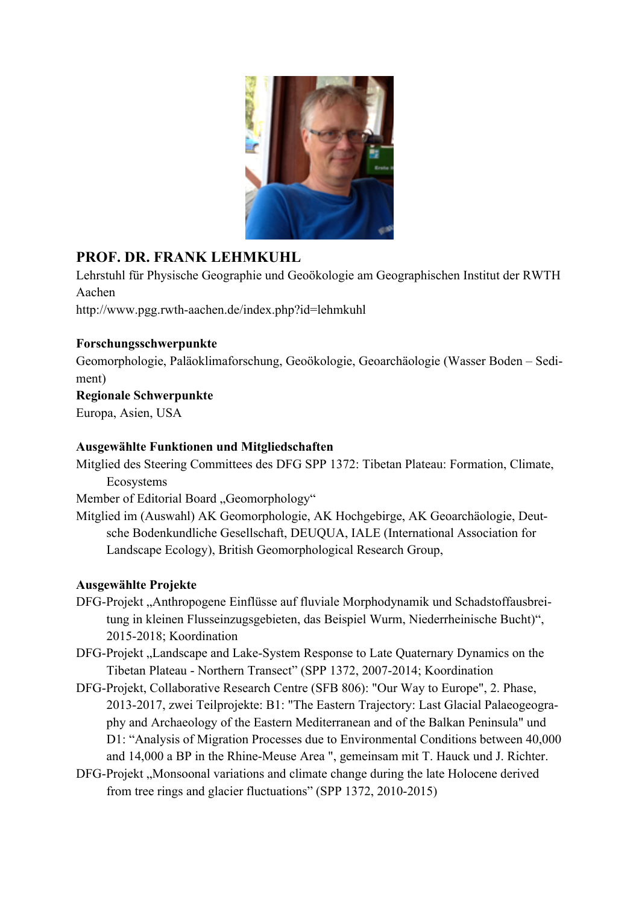# PROF. DR. FRANK LEHMKUHL

Lehrstuhl für Physische Geographie und Geoökologie am Geographischen Institut der RWTH Aachen

http://www.pgg.rwth-aachen.de/index.php?id=lehmkuhl

**Forschungsschwerpunkte**

Geomorphologie, Paläoklimaforschung, Geoökologie, Geoarchäologie (Wasser Boden – Sediment)

**Regionale Schwerpunkte**

Europa, Asien, USA

**Ausgewählte Funktionen und Mitgliedschaften**

Mitglied des Steering Committees des DFG SPP 1372: Tibetan Plateau: Formation, Climate, Ecosystems

Member of Editorial Board „Geomorphology“

Mitglied im (Auswahl) AK Geomorphologie, AK Hochgebirge, AK Geoarchäologie, Deutsche Bodenkundliche Gesellschaft, DEUQUA, IALE (International Association for Landscape Ecology), British Geomorphological Research Group,

**Ausgewählte Projekte**

DFG-Projekt „Anthropogene Einflüsse auf fluviale Morphodynamik und Schadstoffausbreitung in kleinen Flusseinzugsgebieten, das Beispiel Wurm, Niederrheinische Bucht)“, 2015-2018; Koordination

DFG-Projekt „Landscape and Lake-System Response to Late Quaternary Dynamics on the Tibetan Plateau - Northern Transect” (SPP 1372, 2007-2014; Koordination

DFG-Projekt, Collaborative Research Centre (SFB 806): "Our Way to Europe", 2. Phase, 2013-2017, zwei Teilprojekte: B1: "The Eastern Trajectory: Last Glacial Palaeogeography and Archaeology of the Eastern Mediterranean and of the Balkan Peninsula" und D1: “Analysis of Migration Processes due to Environmental Conditions between 40,000 and 14,000 a BP in the Rhine-Meuse Area ", gemeinsam mit T. Hauck und J. Richter.

DFG-Projekt „Monsoonal variations and climate change during the late Holocene derived from tree rings and glacier fluctuations” (SPP 1372, 2010-2015)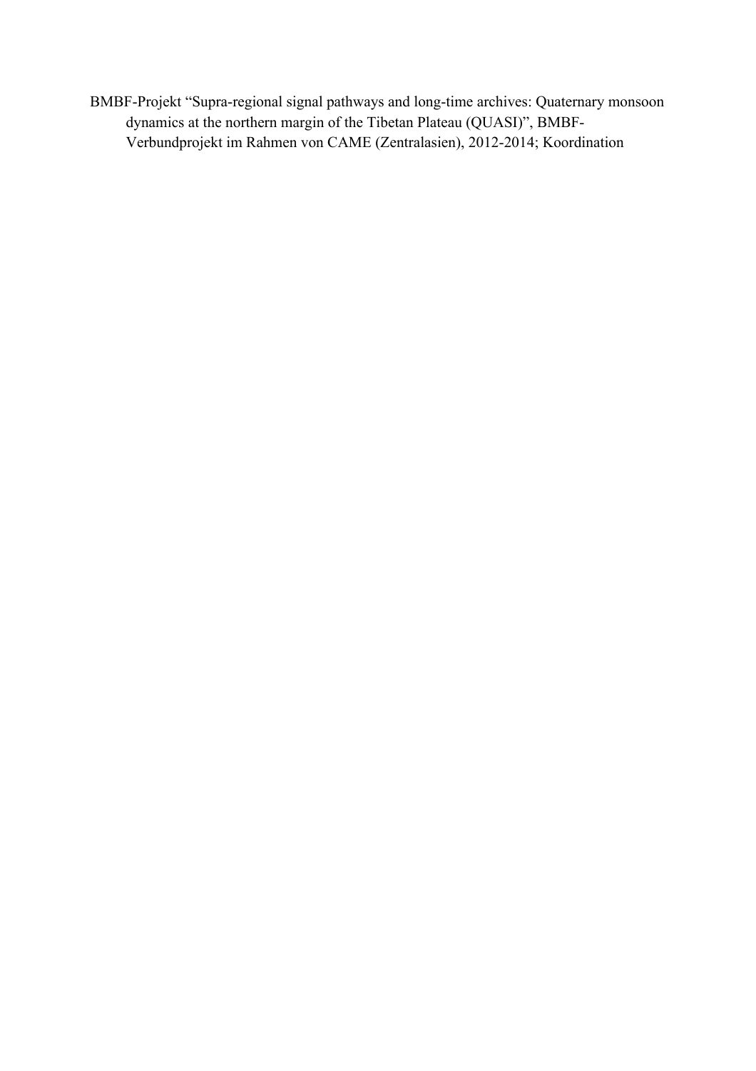BMBF-Projekt "Supra-regional signal pathways and long-time archives: Quaternary monsoon dynamics at the northern margin of the Tibetan Plateau (QUASI)", BMBF-Verbundprojekt im Rahmen von CAME (Zentralasien), 2012-2014; Koordination